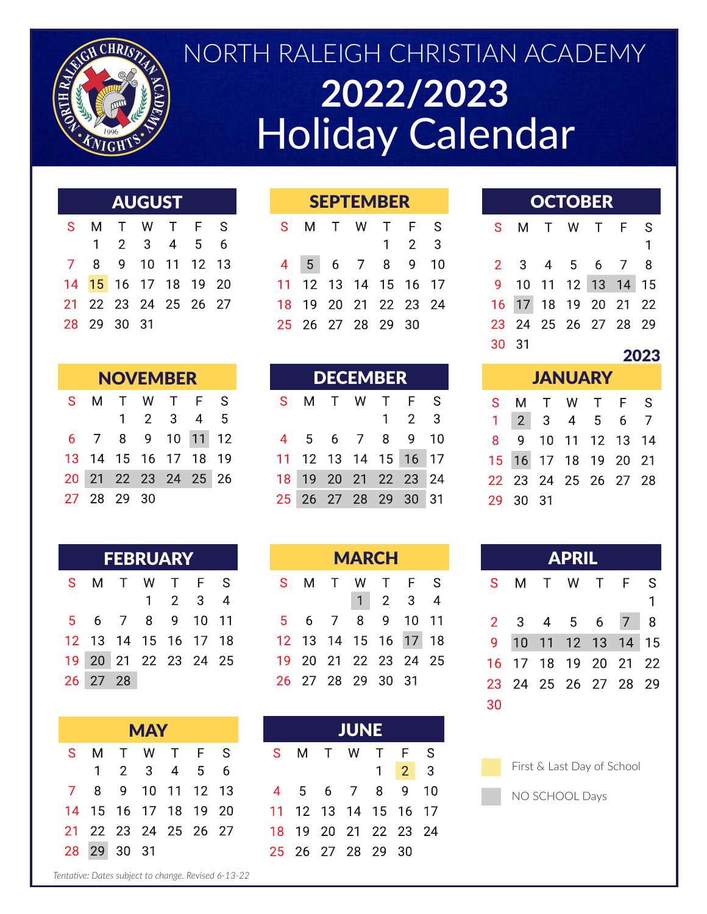# NORTH RALEIGH CHRISTIAN ACADEMY

# 2022/2023 Holiday Calendar

## AUGUST

| S | M | T | W | T | F | S |
|---|---|---|---|---|---|---|
| | 1 | 2 | 3 | 4 | 5 | 6 |
| 7 | 8 | 9 | 10 | 11 | 12 | 13 |
| 14 | 15 | 16 | 17 | 18 | 19 | 20 |
| 21 | 22 | 23 | 24 | 25 | 26 | 27 |
| 28 | 29 | 30 | 31 | | | |

## SEPTEMBER

| S | M | T | W | T | F | S |
|---|---|---|---|---|---|---|
| | | | | 1 | 2 | 3 |
| 4 | 5 | 6 | 7 | 8 | 9 | 10 |
| 11 | 12 | 13 | 14 | 15 | 16 | 17 |
| 18 | 19 | 20 | 21 | 22 | 23 | 24 |
| 25 | 26 | 27 | 28 | 29 | 30 | |

## OCTOBER

| S | M | T | W | T | F | S |
|---|---|---|---|---|---|---|
| | | | | | | 1 |
| 2 | 3 | 4 | 5 | 6 | 7 | 8 |
| 9 | 10 | 11 | 12 | 13 | 14 | 15 |
| 16 | 17 | 18 | 19 | 20 | 21 | 22 |
| 23 | 24 | 25 | 26 | 27 | 28 | 29 |
| 30 | 31 | | | | | |

## NOVEMBER

| S | M | T | W | T | F | S |
|---|---|---|---|---|---|---|
| | | 1 | 2 | 3 | 4 | 5 |
| 6 | 7 | 8 | 9 | 10 | 11 | 12 |
| 13 | 14 | 15 | 16 | 17 | 18 | 19 |
| 20 | 21 | 22 | 23 | 24 | 25 | 26 |
| 27 | 28 | 29 | 30 | | | |

## DECEMBER

| S | M | T | W | T | F | S |
|---|---|---|---|---|---|---|
| | | | | 1 | 2 | 3 |
| 4 | 5 | 6 | 7 | 8 | 9 | 10 |
| 11 | 12 | 13 | 14 | 15 | 16 | 17 |
| 18 | 19 | 20 | 21 | 22 | 23 | 24 |
| 25 | 26 | 27 | 28 | 29 | 30 | 31 |

**2023**

## JANUARY

| S | M | T | W | T | F | S |
|---|---|---|---|---|---|---|
| 1 | 2 | 3 | 4 | 5 | 6 | 7 |
| 8 | 9 | 10 | 11 | 12 | 13 | 14 |
| 15 | 16 | 17 | 18 | 19 | 20 | 21 |
| 22 | 23 | 24 | 25 | 26 | 27 | 28 |
| 29 | 30 | 31 | | | | |

## FEBRUARY

| S | M | T | W | T | F | S |
|---|---|---|---|---|---|---|
| | | | 1 | 2 | 3 | 4 |
| 5 | 6 | 7 | 8 | 9 | 10 | 11 |
| 12 | 13 | 14 | 15 | 16 | 17 | 18 |
| 19 | 20 | 21 | 22 | 23 | 24 | 25 |
| 26 | 27 | 28 | | | | |

## MARCH

| S | M | T | W | T | F | S |
|---|---|---|---|---|---|---|
| | | | 1 | 2 | 3 | 4 |
| 5 | 6 | 7 | 8 | 9 | 10 | 11 |
| 12 | 13 | 14 | 15 | 16 | 17 | 18 |
| 19 | 20 | 21 | 22 | 23 | 24 | 25 |
| 26 | 27 | 28 | 29 | 30 | 31 | |

## APRIL

| S | M | T | W | T | F | S |
|---|---|---|---|---|---|---|
| | | | | | | 1 |
| 2 | 3 | 4 | 5 | 6 | 7 | 8 |
| 9 | 10 | 11 | 12 | 13 | 14 | 15 |
| 16 | 17 | 18 | 19 | 20 | 21 | 22 |
| 23 | 24 | 25 | 26 | 27 | 28 | 29 |
| 30 | | | | | | |

## MAY

| S | M | T | W | T | F | S |
|---|---|---|---|---|---|---|
| | 1 | 2 | 3 | 4 | 5 | 6 |
| 7 | 8 | 9 | 10 | 11 | 12 | 13 |
| 14 | 15 | 16 | 17 | 18 | 19 | 20 |
| 21 | 22 | 23 | 24 | 25 | 26 | 27 |
| 28 | 29 | 30 | 31 | | | |

## JUNE

| S | M | T | W | T | F | S |
|---|---|---|---|---|---|---|
| | | | | 1 | 2 | 3 |
| 4 | 5 | 6 | 7 | 8 | 9 | 10 |
| 11 | 12 | 13 | 14 | 15 | 16 | 17 |
| 18 | 19 | 20 | 21 | 22 | 23 | 24 |
| 25 | 26 | 27 | 28 | 29 | 30 | |

First & Last Day of School: August 15, June 2

NO SCHOOL Days: September 5; October 13, 14, 17; November 11, 21–25; December 16, 19–23, 26–30; January 2, 16; February 20, 27, 28; March 1, 17; April 7, 10–14; May 29

*Tentative: Dates subject to change. Revised 6-13-22*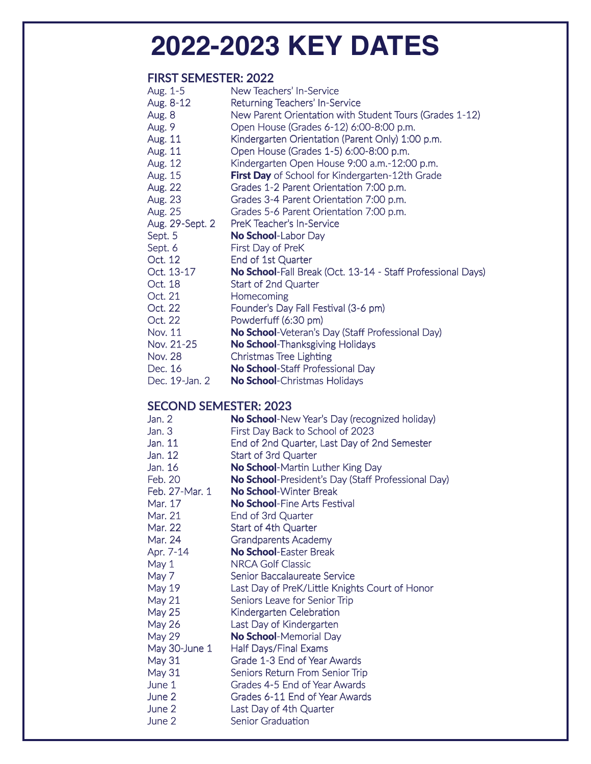# 2022-2023 KEY DATES

## FIRST SEMESTER: 2022

| | |
|---|---|
| Aug. 1-5 | New Teachers' In-Service |
| Aug. 8-12 | Returning Teachers' In-Service |
| Aug. 8 | New Parent Orientation with Student Tours (Grades 1-12) |
| Aug. 9 | Open House (Grades 6-12) 6:00-8:00 p.m. |
| Aug. 11 | Kindergarten Orientation (Parent Only) 1:00 p.m. |
| Aug. 11 | Open House (Grades 1-5) 6:00-8:00 p.m. |
| Aug. 12 | Kindergarten Open House 9:00 a.m.-12:00 p.m. |
| Aug. 15 | **First Day** of School for Kindergarten-12th Grade |
| Aug. 22 | Grades 1-2 Parent Orientation 7:00 p.m. |
| Aug. 23 | Grades 3-4 Parent Orientation 7:00 p.m. |
| Aug. 25 | Grades 5-6 Parent Orientation 7:00 p.m. |
| Aug. 29-Sept. 2 | PreK Teacher's In-Service |
| Sept. 5 | **No School**-Labor Day |
| Sept. 6 | First Day of PreK |
| Oct. 12 | End of 1st Quarter |
| Oct. 13-17 | **No School**-Fall Break (Oct. 13-14 - Staff Professional Days) |
| Oct. 18 | Start of 2nd Quarter |
| Oct. 21 | Homecoming |
| Oct. 22 | Founder's Day Fall Festival (3-6 pm) |
| Oct. 22 | Powderfuff (6:30 pm) |
| Nov. 11 | **No School**-Veteran's Day (Staff Professional Day) |
| Nov. 21-25 | **No School**-Thanksgiving Holidays |
| Nov. 28 | Christmas Tree Lighting |
| Dec. 16 | **No School**-Staff Professional Day |
| Dec. 19-Jan. 2 | **No School**-Christmas Holidays |

## SECOND SEMESTER: 2023

| | |
|---|---|
| Jan. 2 | **No School**-New Year's Day (recognized holiday) |
| Jan. 3 | First Day Back to School of 2023 |
| Jan. 11 | End of 2nd Quarter, Last Day of 2nd Semester |
| Jan. 12 | Start of 3rd Quarter |
| Jan. 16 | **No School**-Martin Luther King Day |
| Feb. 20 | **No School**-President's Day (Staff Professional Day) |
| Feb. 27-Mar. 1 | **No School**-Winter Break |
| Mar. 17 | **No School**-Fine Arts Festival |
| Mar. 21 | End of 3rd Quarter |
| Mar. 22 | Start of 4th Quarter |
| Mar. 24 | Grandparents Academy |
| Apr. 7-14 | **No School**-Easter Break |
| May 1 | NRCA Golf Classic |
| May 7 | Senior Baccalaureate Service |
| May 19 | Last Day of PreK/Little Knights Court of Honor |
| May 21 | Seniors Leave for Senior Trip |
| May 25 | Kindergarten Celebration |
| May 26 | Last Day of Kindergarten |
| May 29 | **No School**-Memorial Day |
| May 30-June 1 | Half Days/Final Exams |
| May 31 | Grade 1-3 End of Year Awards |
| May 31 | Seniors Return From Senior Trip |
| June 1 | Grades 4-5 End of Year Awards |
| June 2 | Grades 6-11 End of Year Awards |
| June 2 | Last Day of 4th Quarter |
| June 2 | Senior Graduation |